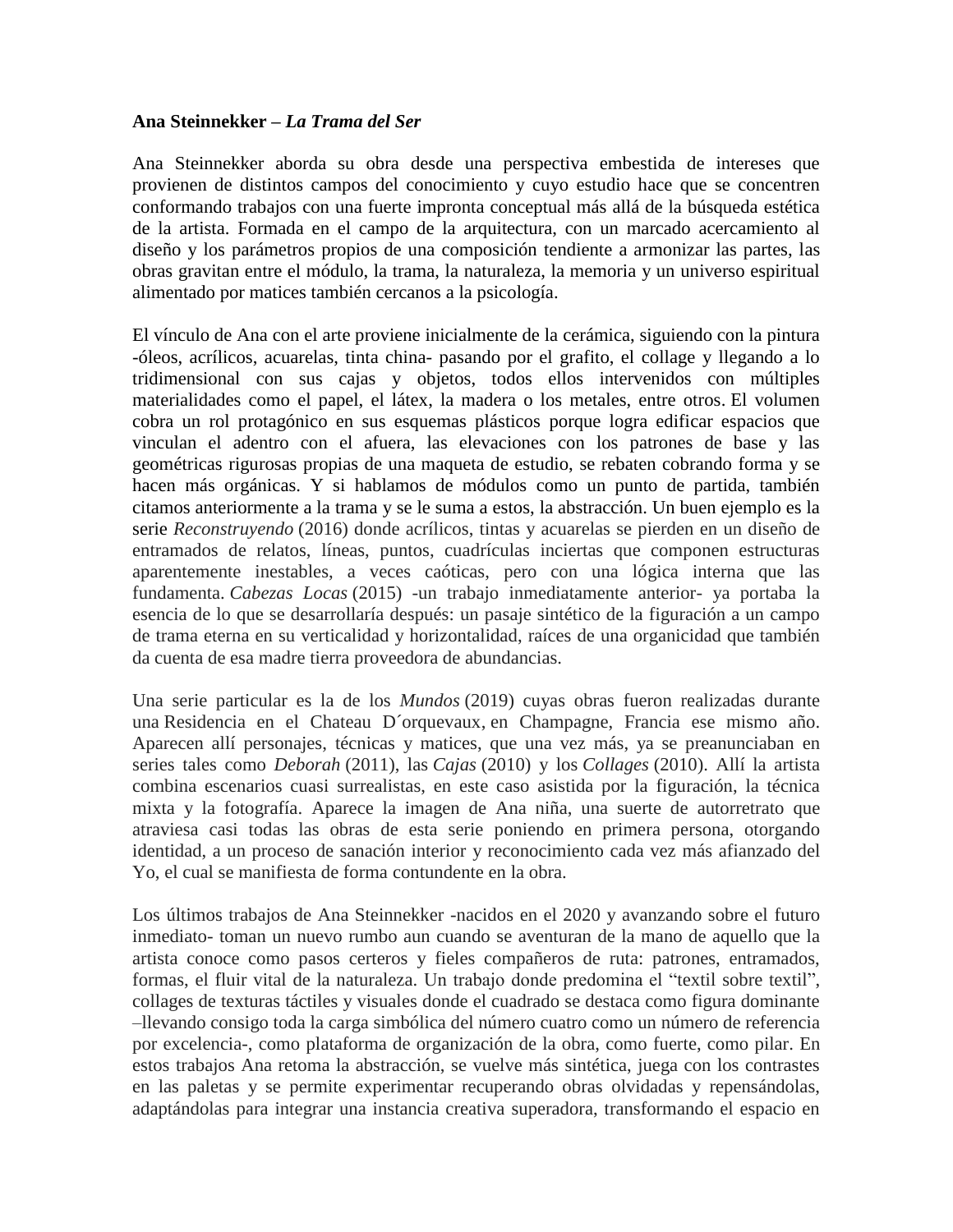**Ana Steinnekker –** ***La Trama del Ser***

Ana Steinnekker aborda su obra desde una perspectiva embestida de intereses que provienen de distintos campos del conocimiento y cuyo estudio hace que se concentren conformando trabajos con una fuerte impronta conceptual más allá de la búsqueda estética de la artista. Formada en el campo de la arquitectura, con un marcado acercamiento al diseño y los parámetros propios de una composición tendiente a armonizar las partes, las obras gravitan entre el módulo, la trama, la naturaleza, la memoria y un universo espiritual alimentado por matices también cercanos a la psicología.

El vínculo de Ana con el arte proviene inicialmente de la cerámica, siguiendo con la pintura -óleos, acrílicos, acuarelas, tinta china- pasando por el grafito, el collage y llegando a lo tridimensional con sus cajas y objetos, todos ellos intervenidos con múltiples materialidades como el papel, el látex, la madera o los metales, entre otros. El volumen cobra un rol protagónico en sus esquemas plásticos porque logra edificar espacios que vinculan el adentro con el afuera, las elevaciones con los patrones de base y las geométricas rigurosas propias de una maqueta de estudio, se rebaten cobrando forma y se hacen más orgánicas. Y si hablamos de módulos como un punto de partida, también citamos anteriormente a la trama y se le suma a estos, la abstracción. Un buen ejemplo es la serie *Reconstruyendo* (2016) donde acrílicos, tintas y acuarelas se pierden en un diseño de entramados de relatos, líneas, puntos, cuadrículas inciertas que componen estructuras aparentemente inestables, a veces caóticas, pero con una lógica interna que las fundamenta. *Cabezas Locas* (2015) -un trabajo inmediatamente anterior- ya portaba la esencia de lo que se desarrollaría después: un pasaje sintético de la figuración a un campo de trama eterna en su verticalidad y horizontalidad, raíces de una organicidad que también da cuenta de esa madre tierra proveedora de abundancias.

Una serie particular es la de los *Mundos* (2019) cuyas obras fueron realizadas durante una Residencia en el Chateau D´orquevaux, en Champagne, Francia ese mismo año. Aparecen allí personajes, técnicas y matices, que una vez más, ya se preanunciaban en series tales como *Deborah* (2011), las *Cajas* (2010) y los *Collages* (2010). Allí la artista combina escenarios cuasi surrealistas, en este caso asistida por la figuración, la técnica mixta y la fotografía. Aparece la imagen de Ana niña, una suerte de autorretrato que atraviesa casi todas las obras de esta serie poniendo en primera persona, otorgando identidad, a un proceso de sanación interior y reconocimiento cada vez más afianzado del Yo, el cual se manifiesta de forma contundente en la obra.

Los últimos trabajos de Ana Steinnekker -nacidos en el 2020 y avanzando sobre el futuro inmediato- toman un nuevo rumbo aun cuando se aventuran de la mano de aquello que la artista conoce como pasos certeros y fieles compañeros de ruta: patrones, entramados, formas, el fluir vital de la naturaleza. Un trabajo donde predomina el "textil sobre textil", collages de texturas táctiles y visuales donde el cuadrado se destaca como figura dominante –llevando consigo toda la carga simbólica del número cuatro como un número de referencia por excelencia-, como plataforma de organización de la obra, como fuerte, como pilar. En estos trabajos Ana retoma la abstracción, se vuelve más sintética, juega con los contrastes en las paletas y se permite experimentar recuperando obras olvidadas y repensándolas, adaptándolas para integrar una instancia creativa superadora, transformando el espacio en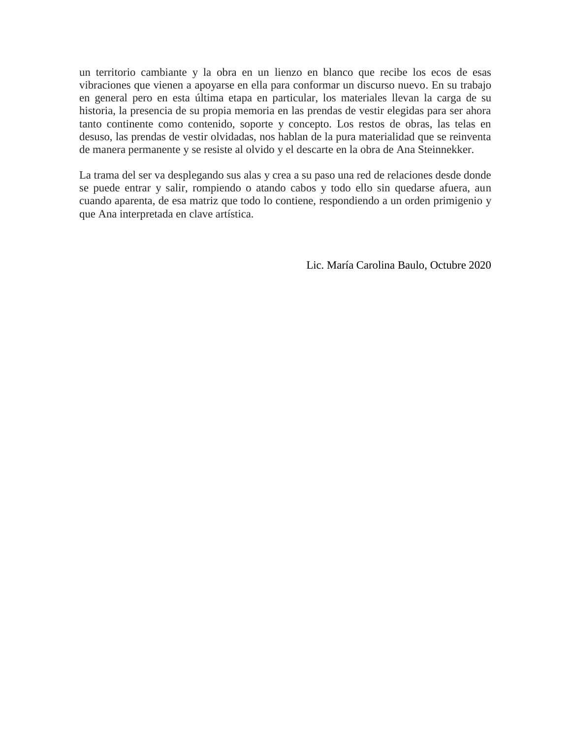un territorio cambiante y la obra en un lienzo en blanco que recibe los ecos de esas vibraciones que vienen a apoyarse en ella para conformar un discurso nuevo. En su trabajo en general pero en esta última etapa en particular, los materiales llevan la carga de su historia, la presencia de su propia memoria en las prendas de vestir elegidas para ser ahora tanto continente como contenido, soporte y concepto. Los restos de obras, las telas en desuso, las prendas de vestir olvidadas, nos hablan de la pura materialidad que se reinventa de manera permanente y se resiste al olvido y el descarte en la obra de Ana Steinnekker.

La trama del ser va desplegando sus alas y crea a su paso una red de relaciones desde donde se puede entrar y salir, rompiendo o atando cabos y todo ello sin quedarse afuera, aun cuando aparenta, de esa matriz que todo lo contiene, respondiendo a un orden primigenio y que Ana interpretada en clave artística.

Lic. María Carolina Baulo, Octubre 2020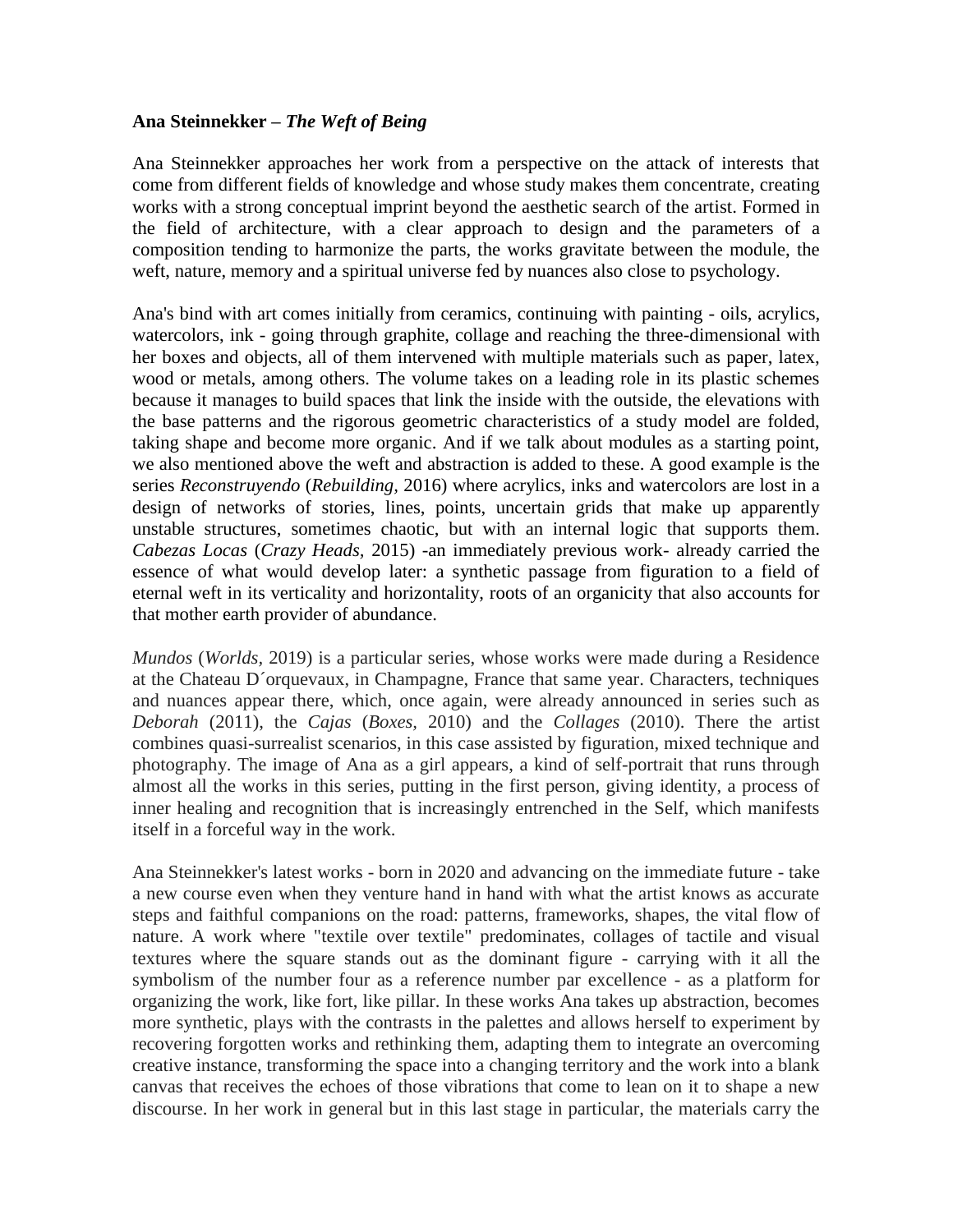**Ana Steinnekker – *The Weft of Being***

Ana Steinnekker approaches her work from a perspective on the attack of interests that come from different fields of knowledge and whose study makes them concentrate, creating works with a strong conceptual imprint beyond the aesthetic search of the artist. Formed in the field of architecture, with a clear approach to design and the parameters of a composition tending to harmonize the parts, the works gravitate between the module, the weft, nature, memory and a spiritual universe fed by nuances also close to psychology.

Ana's bind with art comes initially from ceramics, continuing with painting - oils, acrylics, watercolors, ink - going through graphite, collage and reaching the three-dimensional with her boxes and objects, all of them intervened with multiple materials such as paper, latex, wood or metals, among others. The volume takes on a leading role in its plastic schemes because it manages to build spaces that link the inside with the outside, the elevations with the base patterns and the rigorous geometric characteristics of a study model are folded, taking shape and become more organic. And if we talk about modules as a starting point, we also mentioned above the weft and abstraction is added to these. A good example is the series *Reconstruyendo* (*Rebuilding,* 2016) where acrylics, inks and watercolors are lost in a design of networks of stories, lines, points, uncertain grids that make up apparently unstable structures, sometimes chaotic, but with an internal logic that supports them. *Cabezas Locas* (*Crazy Heads,* 2015) -an immediately previous work- already carried the essence of what would develop later: a synthetic passage from figuration to a field of eternal weft in its verticality and horizontality, roots of an organicity that also accounts for that mother earth provider of abundance.

*Mundos* (*Worlds,* 2019) is a particular series, whose works were made during a Residence at the Chateau D´orquevaux, in Champagne, France that same year. Characters, techniques and nuances appear there, which, once again, were already announced in series such as *Deborah* (2011), the *Cajas* (*Boxes,* 2010) and the *Collages* (2010). There the artist combines quasi-surrealist scenarios, in this case assisted by figuration, mixed technique and photography. The image of Ana as a girl appears, a kind of self-portrait that runs through almost all the works in this series, putting in the first person, giving identity, a process of inner healing and recognition that is increasingly entrenched in the Self, which manifests itself in a forceful way in the work.

Ana Steinnekker's latest works - born in 2020 and advancing on the immediate future - take a new course even when they venture hand in hand with what the artist knows as accurate steps and faithful companions on the road: patterns, frameworks, shapes, the vital flow of nature. A work where "textile over textile" predominates, collages of tactile and visual textures where the square stands out as the dominant figure - carrying with it all the symbolism of the number four as a reference number par excellence - as a platform for organizing the work, like fort, like pillar. In these works Ana takes up abstraction, becomes more synthetic, plays with the contrasts in the palettes and allows herself to experiment by recovering forgotten works and rethinking them, adapting them to integrate an overcoming creative instance, transforming the space into a changing territory and the work into a blank canvas that receives the echoes of those vibrations that come to lean on it to shape a new discourse. In her work in general but in this last stage in particular, the materials carry the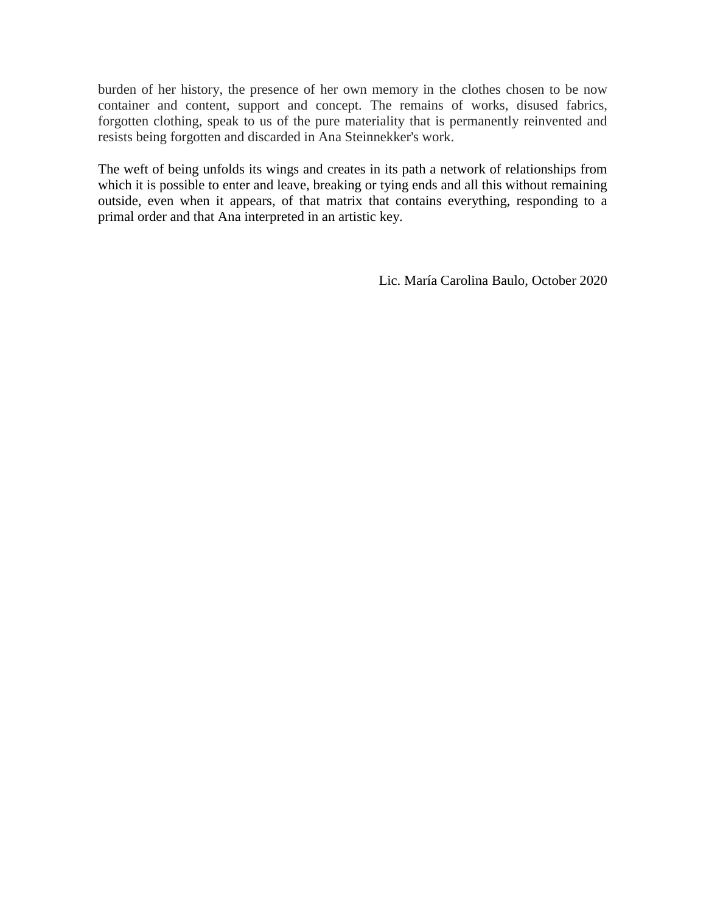burden of her history, the presence of her own memory in the clothes chosen to be now container and content, support and concept. The remains of works, disused fabrics, forgotten clothing, speak to us of the pure materiality that is permanently reinvented and resists being forgotten and discarded in Ana Steinnekker's work.

The weft of being unfolds its wings and creates in its path a network of relationships from which it is possible to enter and leave, breaking or tying ends and all this without remaining outside, even when it appears, of that matrix that contains everything, responding to a primal order and that Ana interpreted in an artistic key.

Lic. María Carolina Baulo, October 2020